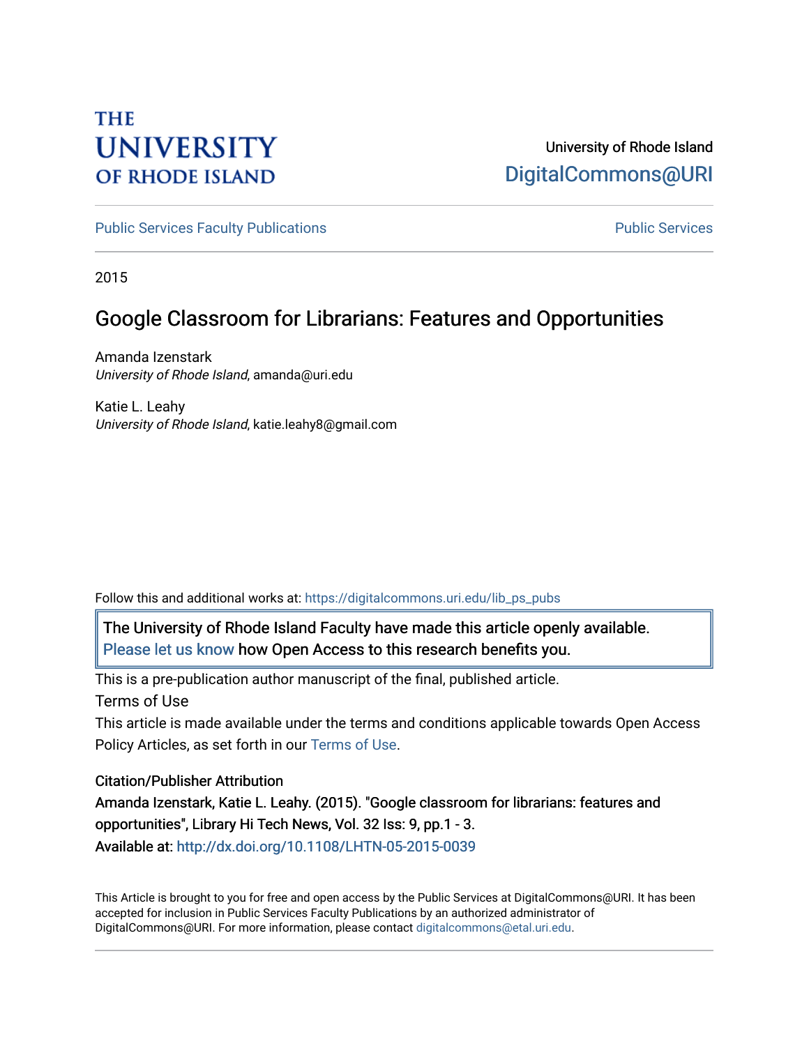THE UNIVERSITY OF RHODE ISLAND

University of Rhode Island
DigitalCommons@URI

Public Services Faculty Publications — Public Services

2015

# Google Classroom for Librarians: Features and Opportunities

Amanda Izenstark
*University of Rhode Island*, amanda@uri.edu

Katie L. Leahy
*University of Rhode Island*, katie.leahy8@gmail.com

Follow this and additional works at: https://digitalcommons.uri.edu/lib_ps_pubs

The University of Rhode Island Faculty have made this article openly available. Please let us know how Open Access to this research benefits you.

This is a pre-publication author manuscript of the final, published article.

Terms of Use

This article is made available under the terms and conditions applicable towards Open Access Policy Articles, as set forth in our Terms of Use.

Citation/Publisher Attribution

Amanda Izenstark, Katie L. Leahy. (2015). "Google classroom for librarians: features and opportunities", Library Hi Tech News, Vol. 32 Iss: 9, pp.1 - 3.
Available at: http://dx.doi.org/10.1108/LHTN-05-2015-0039

This Article is brought to you for free and open access by the Public Services at DigitalCommons@URI. It has been accepted for inclusion in Public Services Faculty Publications by an authorized administrator of DigitalCommons@URI. For more information, please contact digitalcommons@etal.uri.edu.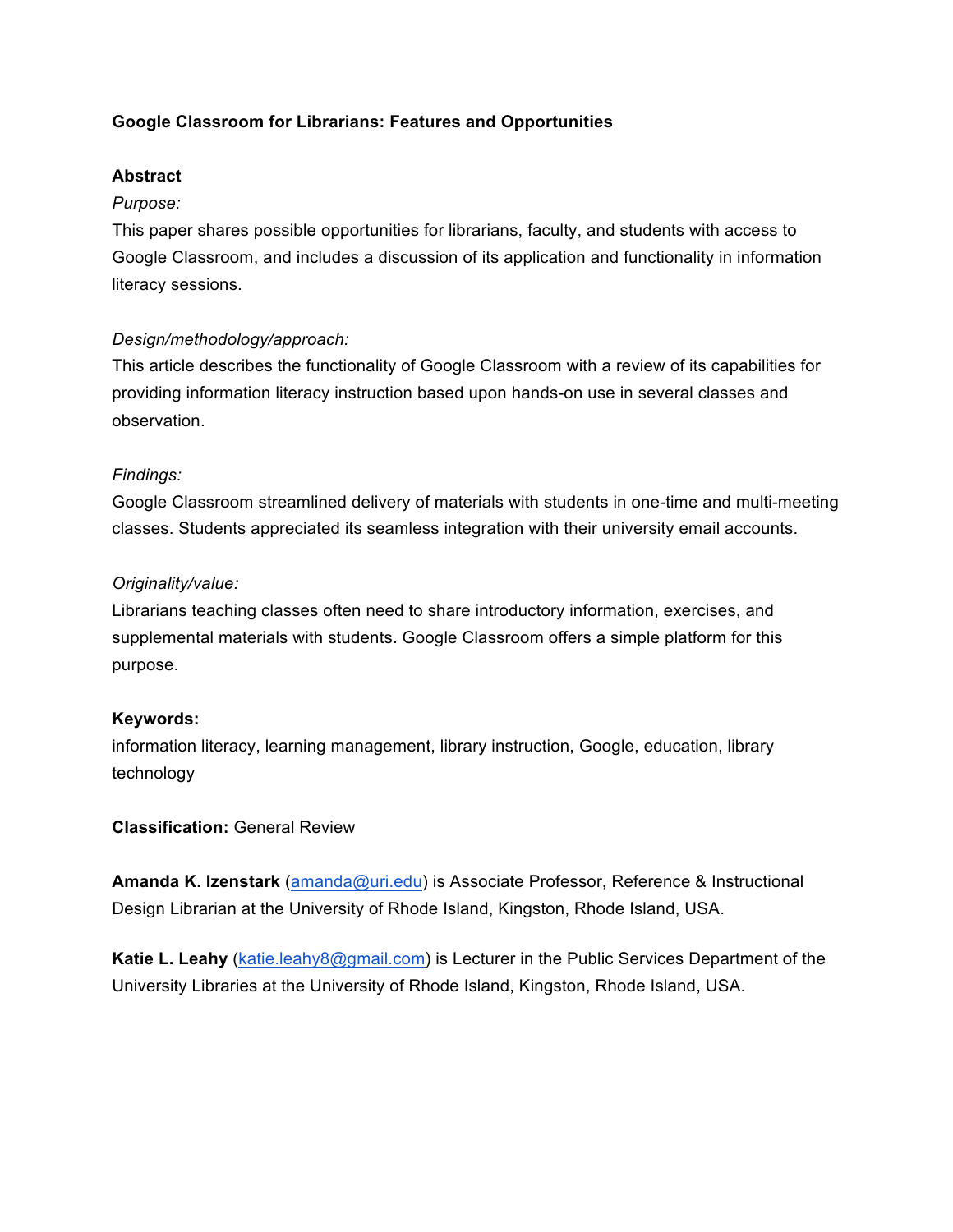**Google Classroom for Librarians: Features and Opportunities**

**Abstract**

*Purpose:*

This paper shares possible opportunities for librarians, faculty, and students with access to Google Classroom, and includes a discussion of its application and functionality in information literacy sessions.

*Design/methodology/approach:*

This article describes the functionality of Google Classroom with a review of its capabilities for providing information literacy instruction based upon hands-on use in several classes and observation.

*Findings:*

Google Classroom streamlined delivery of materials with students in one-time and multi-meeting classes. Students appreciated its seamless integration with their university email accounts.

*Originality/value:*

Librarians teaching classes often need to share introductory information, exercises, and supplemental materials with students. Google Classroom offers a simple platform for this purpose.

**Keywords:**

information literacy, learning management, library instruction, Google, education, library technology

**Classification:** General Review

**Amanda K. Izenstark** (amanda@uri.edu) is Associate Professor, Reference & Instructional Design Librarian at the University of Rhode Island, Kingston, Rhode Island, USA.

**Katie L. Leahy** (katie.leahy8@gmail.com) is Lecturer in the Public Services Department of the University Libraries at the University of Rhode Island, Kingston, Rhode Island, USA.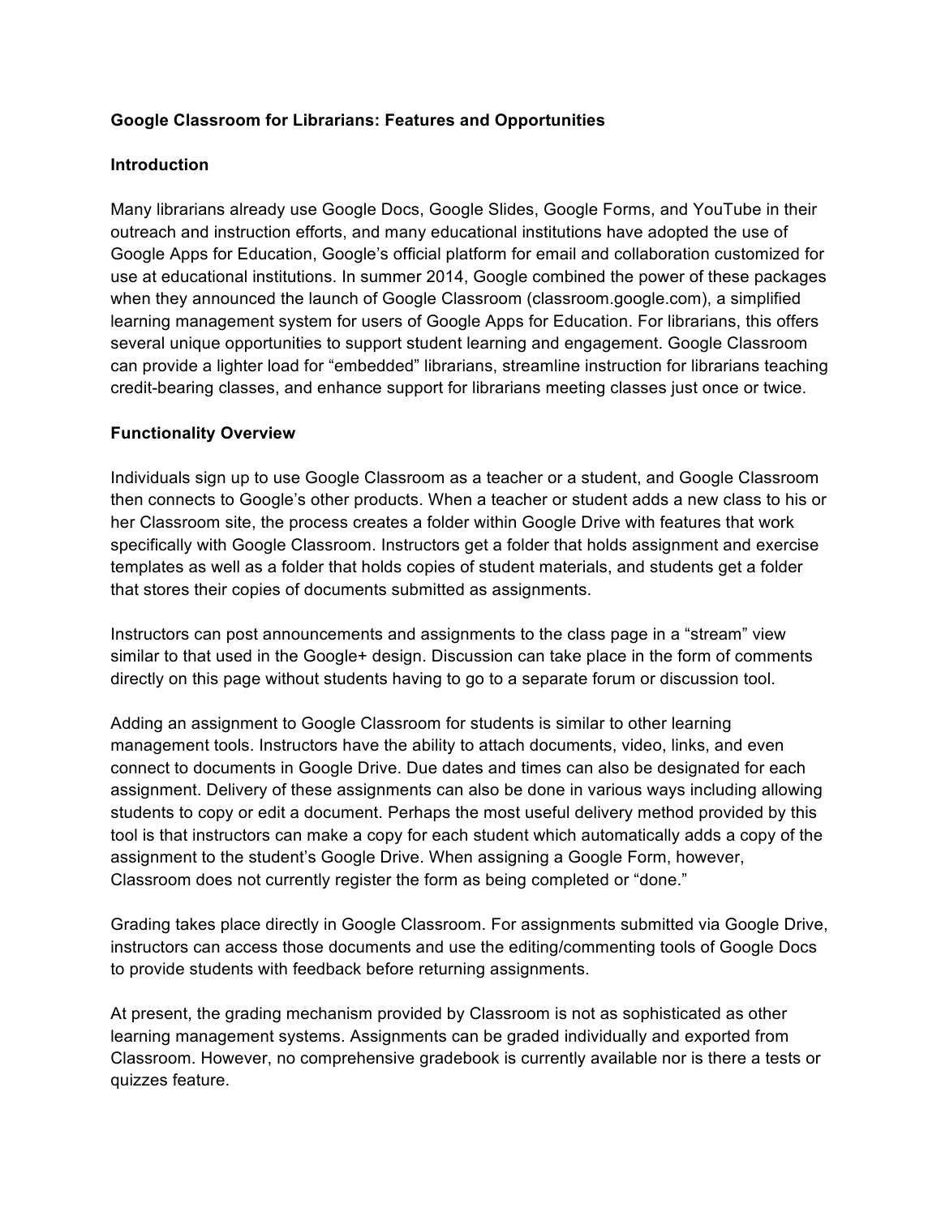**Google Classroom for Librarians: Features and Opportunities**

**Introduction**

Many librarians already use Google Docs, Google Slides, Google Forms, and YouTube in their outreach and instruction efforts, and many educational institutions have adopted the use of Google Apps for Education, Google's official platform for email and collaboration customized for use at educational institutions. In summer 2014, Google combined the power of these packages when they announced the launch of Google Classroom (classroom.google.com), a simplified learning management system for users of Google Apps for Education. For librarians, this offers several unique opportunities to support student learning and engagement. Google Classroom can provide a lighter load for "embedded" librarians, streamline instruction for librarians teaching credit-bearing classes, and enhance support for librarians meeting classes just once or twice.

**Functionality Overview**

Individuals sign up to use Google Classroom as a teacher or a student, and Google Classroom then connects to Google's other products. When a teacher or student adds a new class to his or her Classroom site, the process creates a folder within Google Drive with features that work specifically with Google Classroom. Instructors get a folder that holds assignment and exercise templates as well as a folder that holds copies of student materials, and students get a folder that stores their copies of documents submitted as assignments.

Instructors can post announcements and assignments to the class page in a "stream" view similar to that used in the Google+ design. Discussion can take place in the form of comments directly on this page without students having to go to a separate forum or discussion tool.

Adding an assignment to Google Classroom for students is similar to other learning management tools. Instructors have the ability to attach documents, video, links, and even connect to documents in Google Drive. Due dates and times can also be designated for each assignment. Delivery of these assignments can also be done in various ways including allowing students to copy or edit a document. Perhaps the most useful delivery method provided by this tool is that instructors can make a copy for each student which automatically adds a copy of the assignment to the student's Google Drive. When assigning a Google Form, however, Classroom does not currently register the form as being completed or "done."

Grading takes place directly in Google Classroom. For assignments submitted via Google Drive, instructors can access those documents and use the editing/commenting tools of Google Docs to provide students with feedback before returning assignments.

At present, the grading mechanism provided by Classroom is not as sophisticated as other learning management systems. Assignments can be graded individually and exported from Classroom. However, no comprehensive gradebook is currently available nor is there a tests or quizzes feature.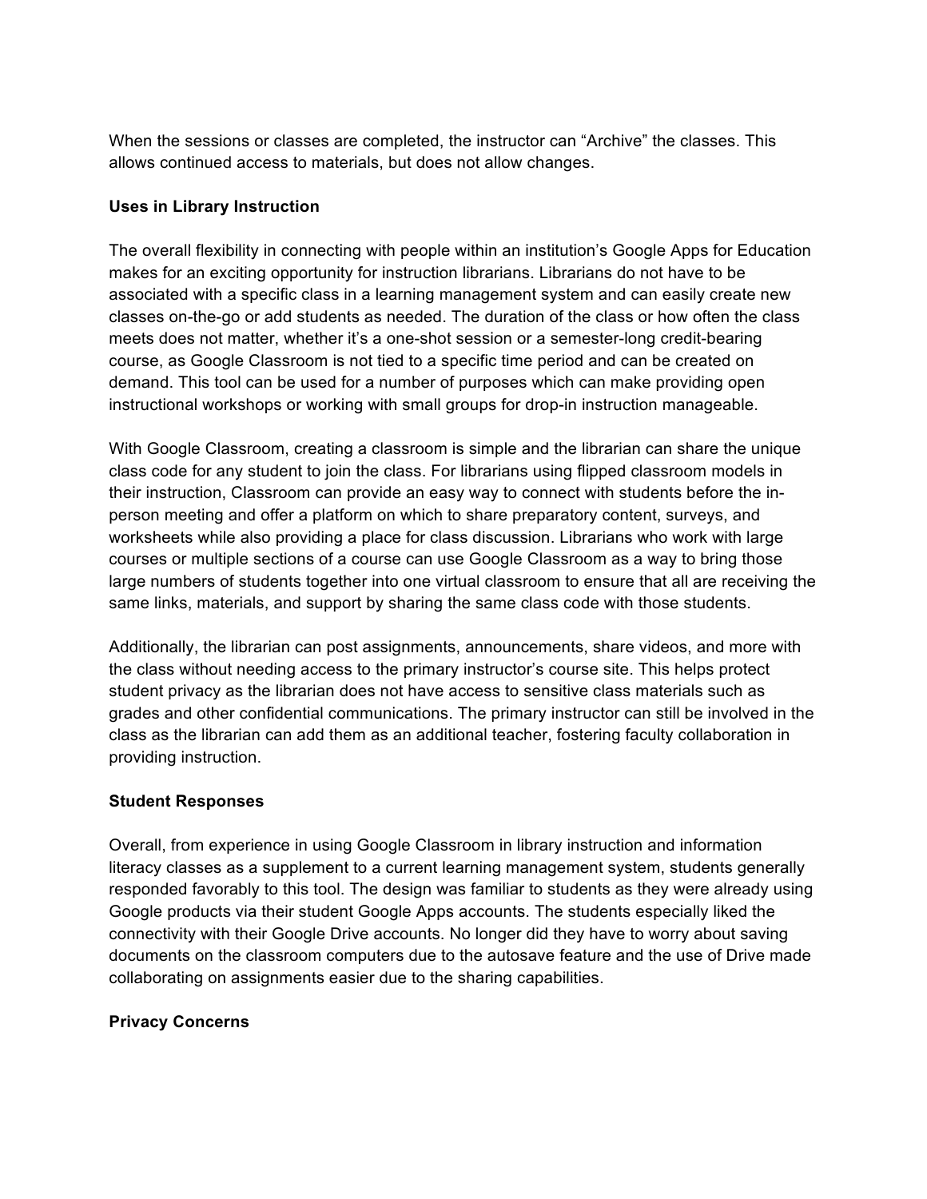When the sessions or classes are completed, the instructor can “Archive” the classes. This allows continued access to materials, but does not allow changes.

**Uses in Library Instruction**

The overall flexibility in connecting with people within an institution’s Google Apps for Education makes for an exciting opportunity for instruction librarians. Librarians do not have to be associated with a specific class in a learning management system and can easily create new classes on-the-go or add students as needed. The duration of the class or how often the class meets does not matter, whether it’s a one-shot session or a semester-long credit-bearing course, as Google Classroom is not tied to a specific time period and can be created on demand. This tool can be used for a number of purposes which can make providing open instructional workshops or working with small groups for drop-in instruction manageable.

With Google Classroom, creating a classroom is simple and the librarian can share the unique class code for any student to join the class. For librarians using flipped classroom models in their instruction, Classroom can provide an easy way to connect with students before the in-person meeting and offer a platform on which to share preparatory content, surveys, and worksheets while also providing a place for class discussion. Librarians who work with large courses or multiple sections of a course can use Google Classroom as a way to bring those large numbers of students together into one virtual classroom to ensure that all are receiving the same links, materials, and support by sharing the same class code with those students.

Additionally, the librarian can post assignments, announcements, share videos, and more with the class without needing access to the primary instructor’s course site. This helps protect student privacy as the librarian does not have access to sensitive class materials such as grades and other confidential communications. The primary instructor can still be involved in the class as the librarian can add them as an additional teacher, fostering faculty collaboration in providing instruction.

**Student Responses**

Overall, from experience in using Google Classroom in library instruction and information literacy classes as a supplement to a current learning management system, students generally responded favorably to this tool. The design was familiar to students as they were already using Google products via their student Google Apps accounts. The students especially liked the connectivity with their Google Drive accounts. No longer did they have to worry about saving documents on the classroom computers due to the autosave feature and the use of Drive made collaborating on assignments easier due to the sharing capabilities.

**Privacy Concerns**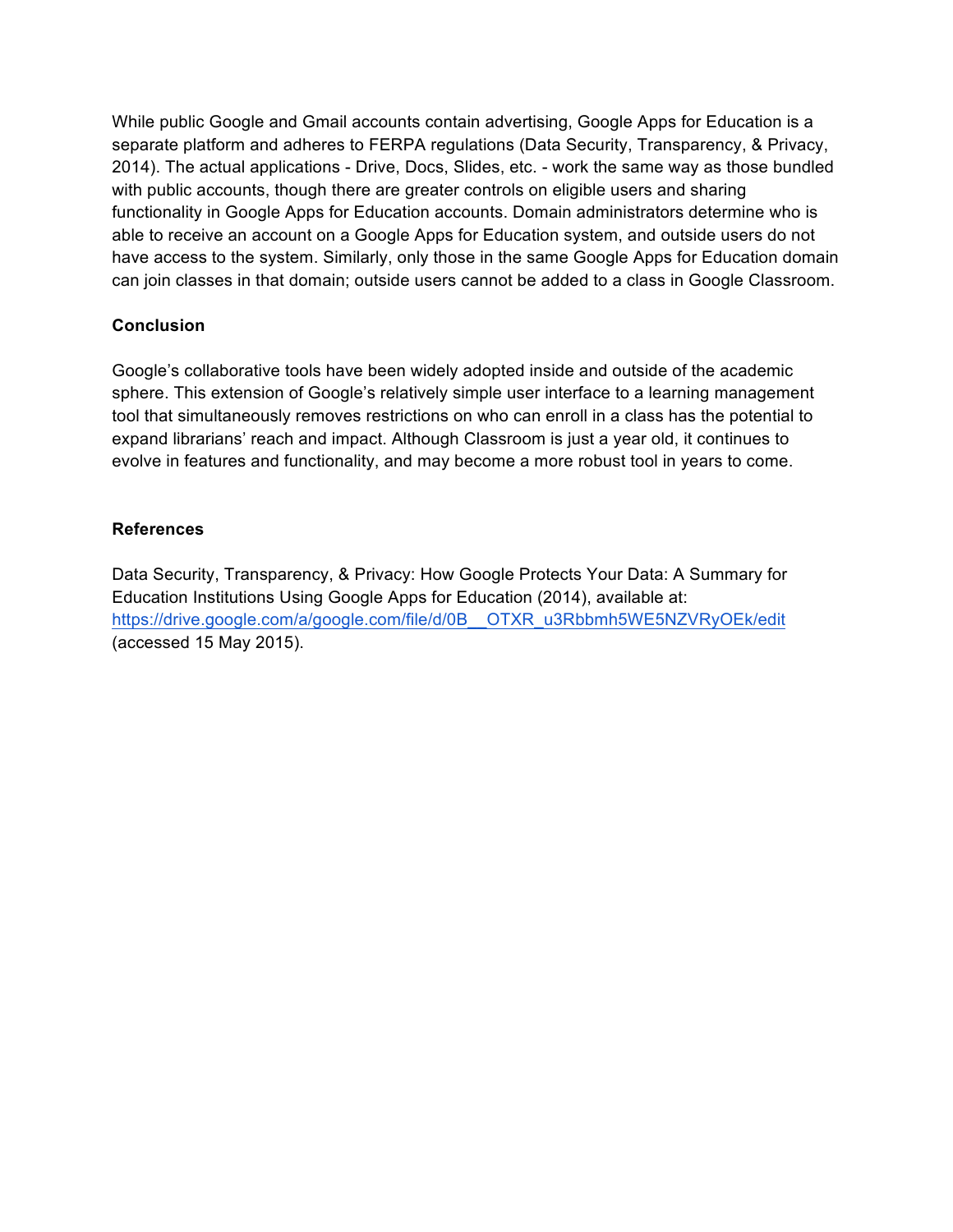While public Google and Gmail accounts contain advertising, Google Apps for Education is a separate platform and adheres to FERPA regulations (Data Security, Transparency, & Privacy, 2014). The actual applications - Drive, Docs, Slides, etc. - work the same way as those bundled with public accounts, though there are greater controls on eligible users and sharing functionality in Google Apps for Education accounts. Domain administrators determine who is able to receive an account on a Google Apps for Education system, and outside users do not have access to the system. Similarly, only those in the same Google Apps for Education domain can join classes in that domain; outside users cannot be added to a class in Google Classroom.

## Conclusion

Google's collaborative tools have been widely adopted inside and outside of the academic sphere. This extension of Google's relatively simple user interface to a learning management tool that simultaneously removes restrictions on who can enroll in a class has the potential to expand librarians' reach and impact. Although Classroom is just a year old, it continues to evolve in features and functionality, and may become a more robust tool in years to come.

## References

Data Security, Transparency, & Privacy: How Google Protects Your Data: A Summary for Education Institutions Using Google Apps for Education (2014), available at: https://drive.google.com/a/google.com/file/d/0B__OTXR_u3Rbbmh5WE5NZVRyOEk/edit (accessed 15 May 2015).